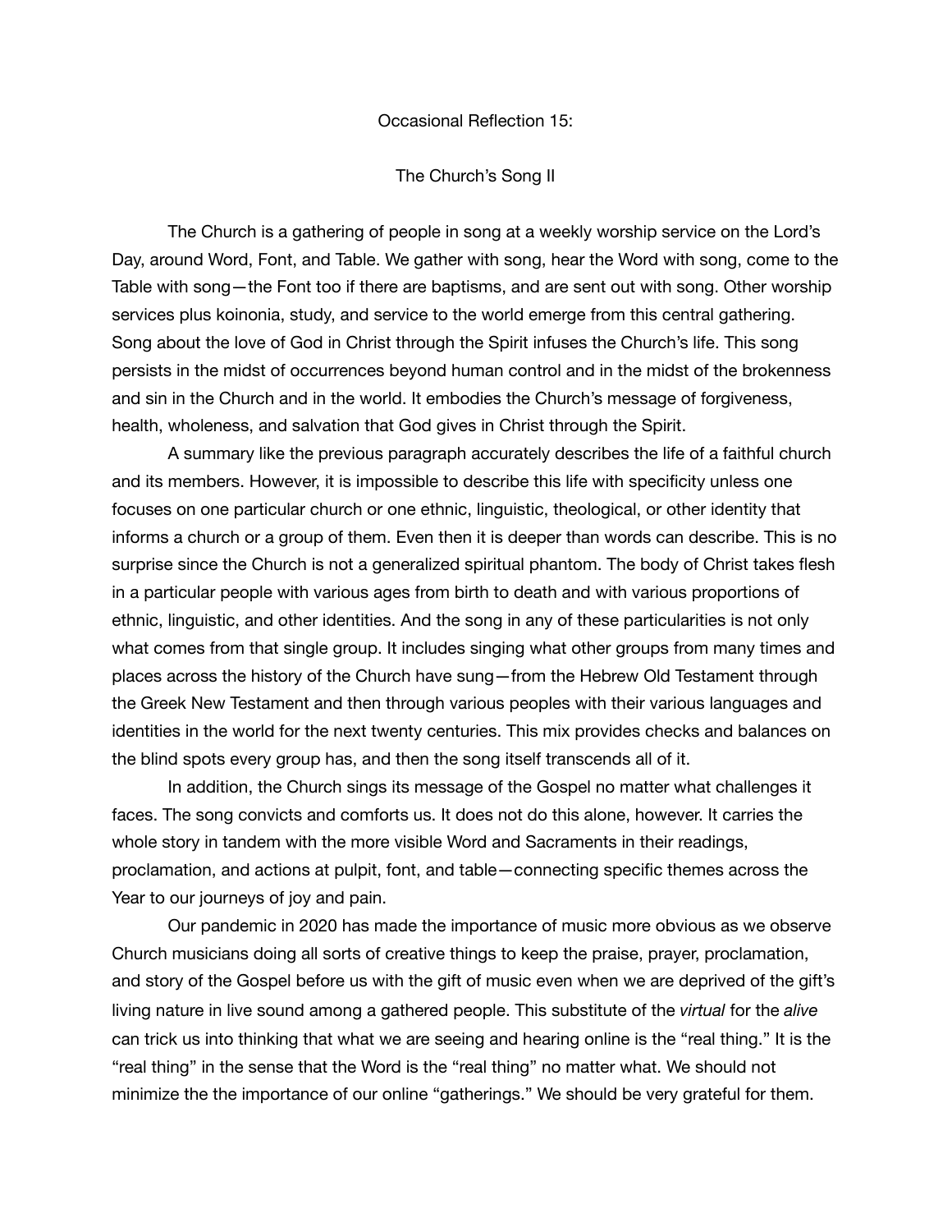# Occasional Reflection 15:

## The Church's Song II

The Church is a gathering of people in song at a weekly worship service on the Lord's Day, around Word, Font, and Table. We gather with song, hear the Word with song, come to the Table with song—the Font too if there are baptisms, and are sent out with song. Other worship services plus koinonia, study, and service to the world emerge from this central gathering. Song about the love of God in Christ through the Spirit infuses the Church's life. This song persists in the midst of occurrences beyond human control and in the midst of the brokenness and sin in the Church and in the world. It embodies the Church's message of forgiveness, health, wholeness, and salvation that God gives in Christ through the Spirit.

A summary like the previous paragraph accurately describes the life of a faithful church and its members. However, it is impossible to describe this life with specificity unless one focuses on one particular church or one ethnic, linguistic, theological, or other identity that informs a church or a group of them. Even then it is deeper than words can describe. This is no surprise since the Church is not a generalized spiritual phantom. The body of Christ takes flesh in a particular people with various ages from birth to death and with various proportions of ethnic, linguistic, and other identities. And the song in any of these particularities is not only what comes from that single group. It includes singing what other groups from many times and places across the history of the Church have sung—from the Hebrew Old Testament through the Greek New Testament and then through various peoples with their various languages and identities in the world for the next twenty centuries. This mix provides checks and balances on the blind spots every group has, and then the song itself transcends all of it.

In addition, the Church sings its message of the Gospel no matter what challenges it faces. The song convicts and comforts us. It does not do this alone, however. It carries the whole story in tandem with the more visible Word and Sacraments in their readings, proclamation, and actions at pulpit, font, and table—connecting specific themes across the Year to our journeys of joy and pain.

Our pandemic in 2020 has made the importance of music more obvious as we observe Church musicians doing all sorts of creative things to keep the praise, prayer, proclamation, and story of the Gospel before us with the gift of music even when we are deprived of the gift's living nature in live sound among a gathered people. This substitute of the *virtual* for the *alive* can trick us into thinking that what we are seeing and hearing online is the "real thing." It is the "real thing" in the sense that the Word is the "real thing" no matter what. We should not minimize the the importance of our online "gatherings." We should be very grateful for them.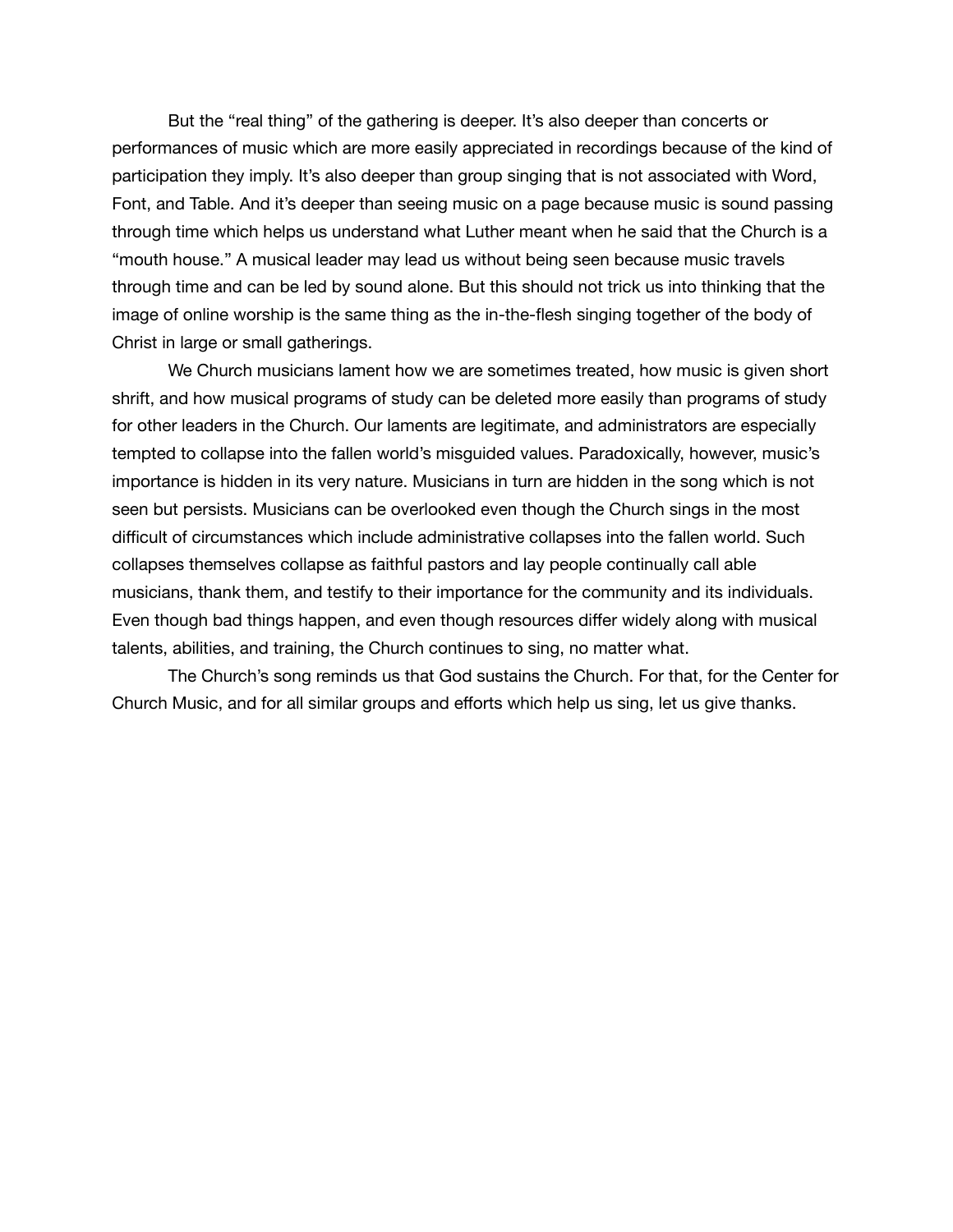But the “real thing” of the gathering is deeper. It’s also deeper than concerts or performances of music which are more easily appreciated in recordings because of the kind of participation they imply. It’s also deeper than group singing that is not associated with Word, Font, and Table. And it’s deeper than seeing music on a page because music is sound passing through time which helps us understand what Luther meant when he said that the Church is a “mouth house.” A musical leader may lead us without being seen because music travels through time and can be led by sound alone. But this should not trick us into thinking that the image of online worship is the same thing as the in-the-flesh singing together of the body of Christ in large or small gatherings.

We Church musicians lament how we are sometimes treated, how music is given short shrift, and how musical programs of study can be deleted more easily than programs of study for other leaders in the Church. Our laments are legitimate, and administrators are especially tempted to collapse into the fallen world’s misguided values. Paradoxically, however, music’s importance is hidden in its very nature. Musicians in turn are hidden in the song which is not seen but persists. Musicians can be overlooked even though the Church sings in the most difficult of circumstances which include administrative collapses into the fallen world. Such collapses themselves collapse as faithful pastors and lay people continually call able musicians, thank them, and testify to their importance for the community and its individuals. Even though bad things happen, and even though resources differ widely along with musical talents, abilities, and training, the Church continues to sing, no matter what.

The Church’s song reminds us that God sustains the Church. For that, for the Center for Church Music, and for all similar groups and efforts which help us sing, let us give thanks.